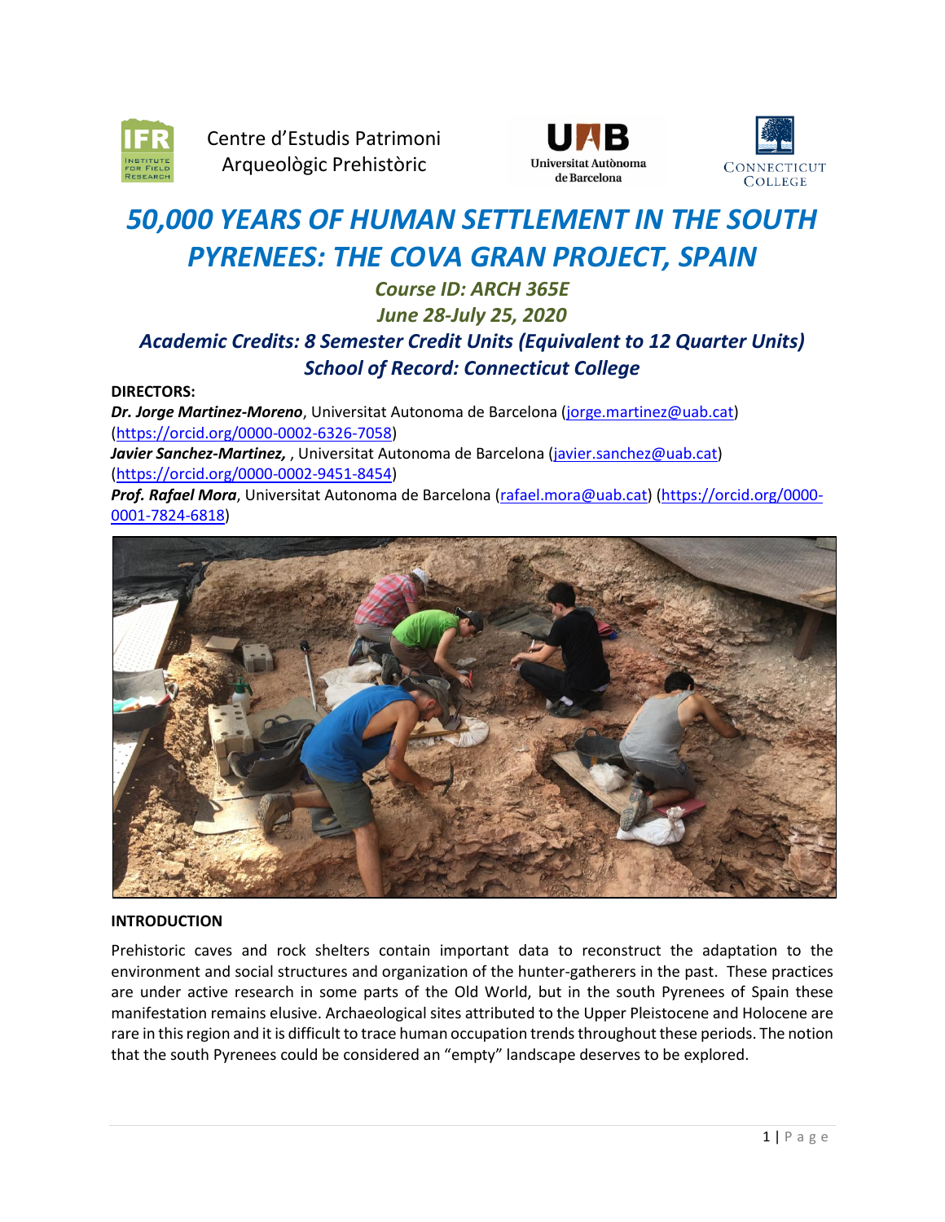Centre d'Estudis Patrimoni Arqueològic Prehistòric

# 50,000 YEARS OF HUMAN SETTLEMENT IN THE SOUTH PYRENEES: THE COVA GRAN PROJECT, SPAIN

### Course ID: ARCH 365E

### June 28-July 25, 2020

### Academic Credits: 8 Semester Credit Units (Equivalent to 12 Quarter Units)

### School of Record: Connecticut College

**DIRECTORS:**

***Dr. Jorge Martinez-Moreno***, Universitat Autonoma de Barcelona (jorge.martinez@uab.cat) (https://orcid.org/0000-0002-6326-7058)

***Javier Sanchez-Martinez,*** , Universitat Autonoma de Barcelona (javier.sanchez@uab.cat) (https://orcid.org/0000-0002-9451-8454)

***Prof. Rafael Mora***, Universitat Autonoma de Barcelona (rafael.mora@uab.cat) (https://orcid.org/0000-0001-7824-6818)

**INTRODUCTION**

Prehistoric caves and rock shelters contain important data to reconstruct the adaptation to the environment and social structures and organization of the hunter-gatherers in the past. These practices are under active research in some parts of the Old World, but in the south Pyrenees of Spain these manifestation remains elusive. Archaeological sites attributed to the Upper Pleistocene and Holocene are rare in this region and it is difficult to trace human occupation trends throughout these periods. The notion that the south Pyrenees could be considered an "empty" landscape deserves to be explored.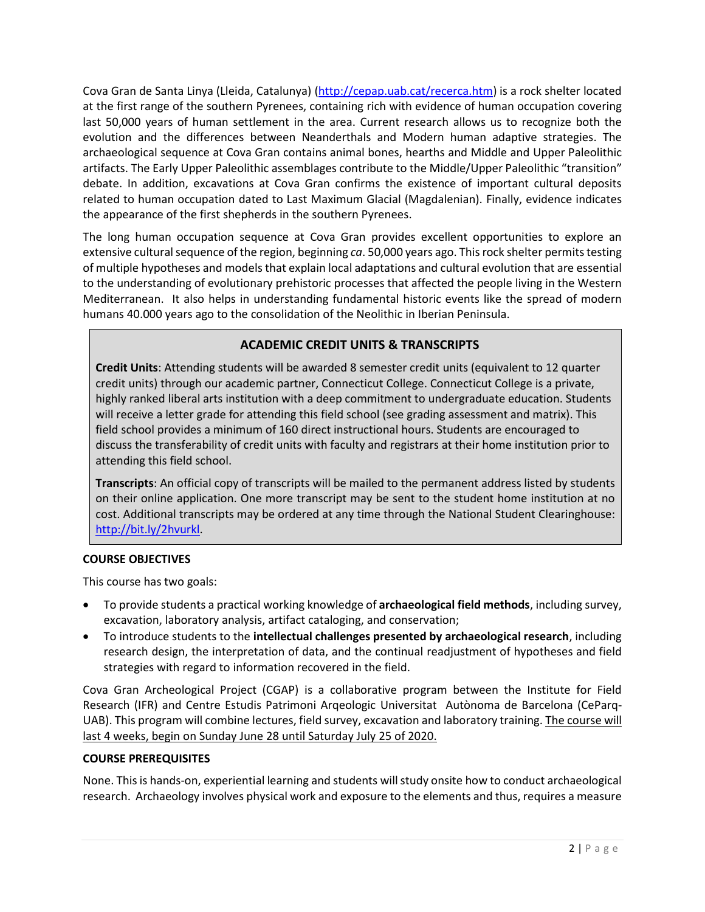Cova Gran de Santa Linya (Lleida, Catalunya) (http://cepap.uab.cat/recerca.htm) is a rock shelter located at the first range of the southern Pyrenees, containing rich with evidence of human occupation covering last 50,000 years of human settlement in the area. Current research allows us to recognize both the evolution and the differences between Neanderthals and Modern human adaptive strategies. The archaeological sequence at Cova Gran contains animal bones, hearths and Middle and Upper Paleolithic artifacts. The Early Upper Paleolithic assemblages contribute to the Middle/Upper Paleolithic "transition" debate. In addition, excavations at Cova Gran confirms the existence of important cultural deposits related to human occupation dated to Last Maximum Glacial (Magdalenian). Finally, evidence indicates the appearance of the first shepherds in the southern Pyrenees.

The long human occupation sequence at Cova Gran provides excellent opportunities to explore an extensive cultural sequence of the region, beginning *ca*. 50,000 years ago. This rock shelter permits testing of multiple hypotheses and models that explain local adaptations and cultural evolution that are essential to the understanding of evolutionary prehistoric processes that affected the people living in the Western Mediterranean. It also helps in understanding fundamental historic events like the spread of modern humans 40.000 years ago to the consolidation of the Neolithic in Iberian Peninsula.

## ACADEMIC CREDIT UNITS & TRANSCRIPTS

**Credit Units**: Attending students will be awarded 8 semester credit units (equivalent to 12 quarter credit units) through our academic partner, Connecticut College. Connecticut College is a private, highly ranked liberal arts institution with a deep commitment to undergraduate education. Students will receive a letter grade for attending this field school (see grading assessment and matrix). This field school provides a minimum of 160 direct instructional hours. Students are encouraged to discuss the transferability of credit units with faculty and registrars at their home institution prior to attending this field school.

**Transcripts**: An official copy of transcripts will be mailed to the permanent address listed by students on their online application. One more transcript may be sent to the student home institution at no cost. Additional transcripts may be ordered at any time through the National Student Clearinghouse: http://bit.ly/2hvurkl.

### COURSE OBJECTIVES

This course has two goals:

- To provide students a practical working knowledge of **archaeological field methods**, including survey, excavation, laboratory analysis, artifact cataloging, and conservation;
- To introduce students to the **intellectual challenges presented by archaeological research**, including research design, the interpretation of data, and the continual readjustment of hypotheses and field strategies with regard to information recovered in the field.

Cova Gran Archeological Project (CGAP) is a collaborative program between the Institute for Field Research (IFR) and Centre Estudis Patrimoni Arqeologic Universitat Autònoma de Barcelona (CeParq-UAB). This program will combine lectures, field survey, excavation and laboratory training. The course will last 4 weeks, begin on Sunday June 28 until Saturday July 25 of 2020.

### COURSE PREREQUISITES

None. This is hands-on, experiential learning and students will study onsite how to conduct archaeological research. Archaeology involves physical work and exposure to the elements and thus, requires a measure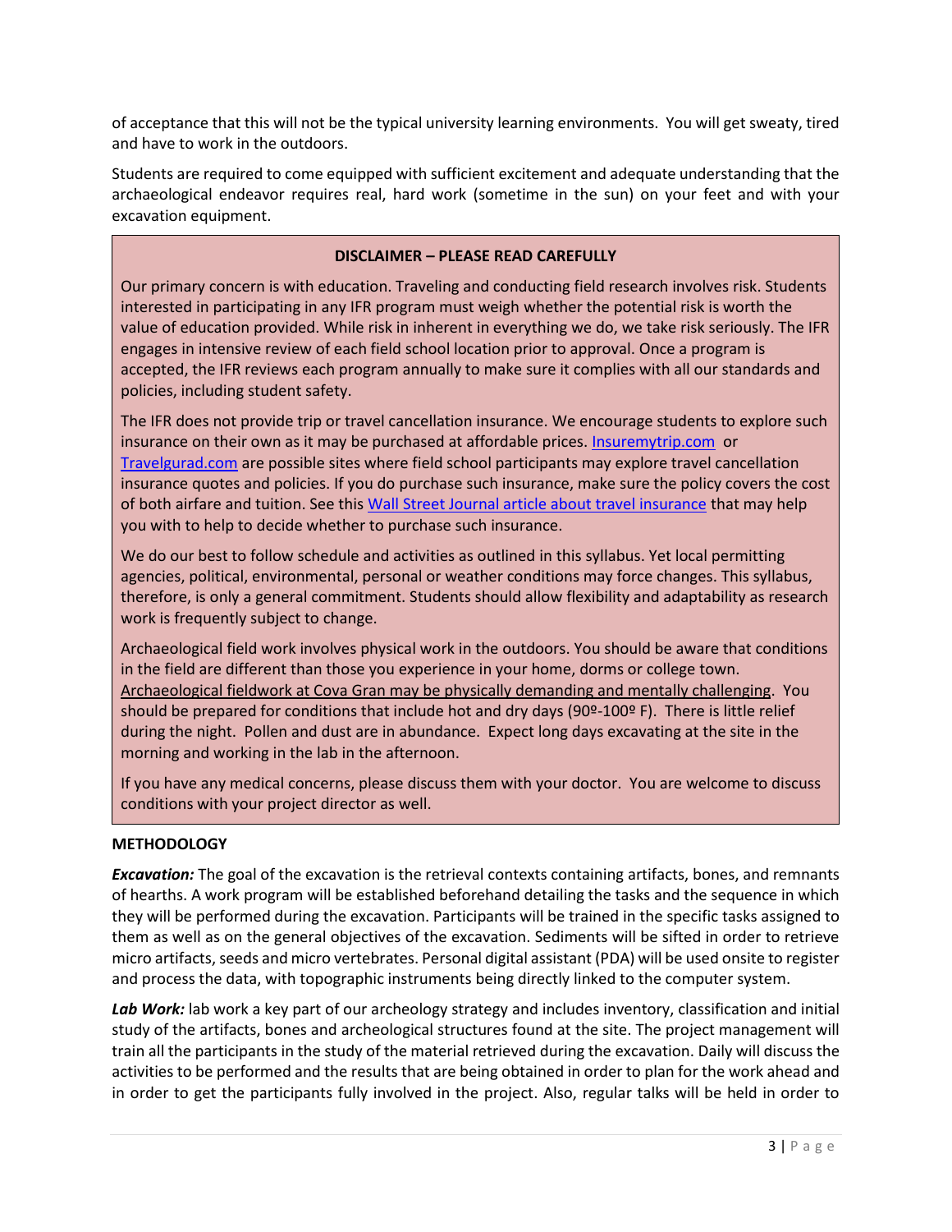of acceptance that this will not be the typical university learning environments. You will get sweaty, tired and have to work in the outdoors.

Students are required to come equipped with sufficient excitement and adequate understanding that the archaeological endeavor requires real, hard work (sometime in the sun) on your feet and with your excavation equipment.

**DISCLAIMER – PLEASE READ CAREFULLY**

Our primary concern is with education. Traveling and conducting field research involves risk. Students interested in participating in any IFR program must weigh whether the potential risk is worth the value of education provided. While risk in inherent in everything we do, we take risk seriously. The IFR engages in intensive review of each field school location prior to approval. Once a program is accepted, the IFR reviews each program annually to make sure it complies with all our standards and policies, including student safety.

The IFR does not provide trip or travel cancellation insurance. We encourage students to explore such insurance on their own as it may be purchased at affordable prices. Insuremytrip.com or Travelgurad.com are possible sites where field school participants may explore travel cancellation insurance quotes and policies. If you do purchase such insurance, make sure the policy covers the cost of both airfare and tuition. See this Wall Street Journal article about travel insurance that may help you with to help to decide whether to purchase such insurance.

We do our best to follow schedule and activities as outlined in this syllabus. Yet local permitting agencies, political, environmental, personal or weather conditions may force changes. This syllabus, therefore, is only a general commitment. Students should allow flexibility and adaptability as research work is frequently subject to change.

Archaeological field work involves physical work in the outdoors. You should be aware that conditions in the field are different than those you experience in your home, dorms or college town. Archaeological fieldwork at Cova Gran may be physically demanding and mentally challenging. You should be prepared for conditions that include hot and dry days (90º-100º F). There is little relief during the night. Pollen and dust are in abundance. Expect long days excavating at the site in the morning and working in the lab in the afternoon.

If you have any medical concerns, please discuss them with your doctor. You are welcome to discuss conditions with your project director as well.

**METHODOLOGY**

***Excavation:*** The goal of the excavation is the retrieval contexts containing artifacts, bones, and remnants of hearths. A work program will be established beforehand detailing the tasks and the sequence in which they will be performed during the excavation. Participants will be trained in the specific tasks assigned to them as well as on the general objectives of the excavation. Sediments will be sifted in order to retrieve micro artifacts, seeds and micro vertebrates. Personal digital assistant (PDA) will be used onsite to register and process the data, with topographic instruments being directly linked to the computer system.

***Lab Work:*** lab work a key part of our archeology strategy and includes inventory, classification and initial study of the artifacts, bones and archeological structures found at the site. The project management will train all the participants in the study of the material retrieved during the excavation. Daily will discuss the activities to be performed and the results that are being obtained in order to plan for the work ahead and in order to get the participants fully involved in the project. Also, regular talks will be held in order to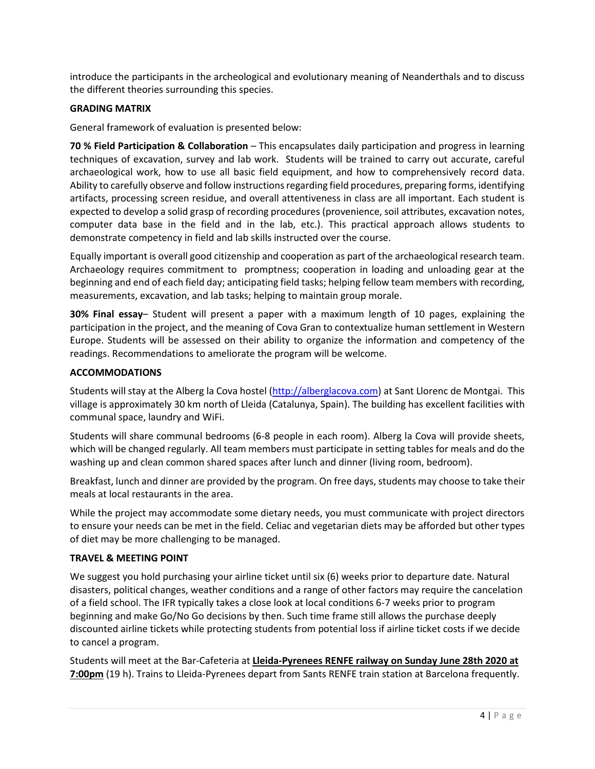introduce the participants in the archeological and evolutionary meaning of Neanderthals and to discuss the different theories surrounding this species.

**GRADING MATRIX**

General framework of evaluation is presented below:

**70 % Field Participation & Collaboration** – This encapsulates daily participation and progress in learning techniques of excavation, survey and lab work. Students will be trained to carry out accurate, careful archaeological work, how to use all basic field equipment, and how to comprehensively record data. Ability to carefully observe and follow instructions regarding field procedures, preparing forms, identifying artifacts, processing screen residue, and overall attentiveness in class are all important. Each student is expected to develop a solid grasp of recording procedures (provenience, soil attributes, excavation notes, computer data base in the field and in the lab, etc.). This practical approach allows students to demonstrate competency in field and lab skills instructed over the course.

Equally important is overall good citizenship and cooperation as part of the archaeological research team. Archaeology requires commitment to promptness; cooperation in loading and unloading gear at the beginning and end of each field day; anticipating field tasks; helping fellow team members with recording, measurements, excavation, and lab tasks; helping to maintain group morale.

**30% Final essay**– Student will present a paper with a maximum length of 10 pages, explaining the participation in the project, and the meaning of Cova Gran to contextualize human settlement in Western Europe. Students will be assessed on their ability to organize the information and competency of the readings. Recommendations to ameliorate the program will be welcome.

**ACCOMMODATIONS**

Students will stay at the Alberg la Cova hostel (http://alberglacova.com) at Sant Llorenc de Montgai. This village is approximately 30 km north of Lleida (Catalunya, Spain). The building has excellent facilities with communal space, laundry and WiFi.

Students will share communal bedrooms (6-8 people in each room). Alberg la Cova will provide sheets, which will be changed regularly. All team members must participate in setting tables for meals and do the washing up and clean common shared spaces after lunch and dinner (living room, bedroom).

Breakfast, lunch and dinner are provided by the program. On free days, students may choose to take their meals at local restaurants in the area.

While the project may accommodate some dietary needs, you must communicate with project directors to ensure your needs can be met in the field. Celiac and vegetarian diets may be afforded but other types of diet may be more challenging to be managed.

**TRAVEL & MEETING POINT**

We suggest you hold purchasing your airline ticket until six (6) weeks prior to departure date. Natural disasters, political changes, weather conditions and a range of other factors may require the cancelation of a field school. The IFR typically takes a close look at local conditions 6-7 weeks prior to program beginning and make Go/No Go decisions by then. Such time frame still allows the purchase deeply discounted airline tickets while protecting students from potential loss if airline ticket costs if we decide to cancel a program.

Students will meet at the Bar-Cafeteria at **Lleida-Pyrenees RENFE railway on Sunday June 28th 2020 at 7:00pm** (19 h). Trains to Lleida-Pyrenees depart from Sants RENFE train station at Barcelona frequently.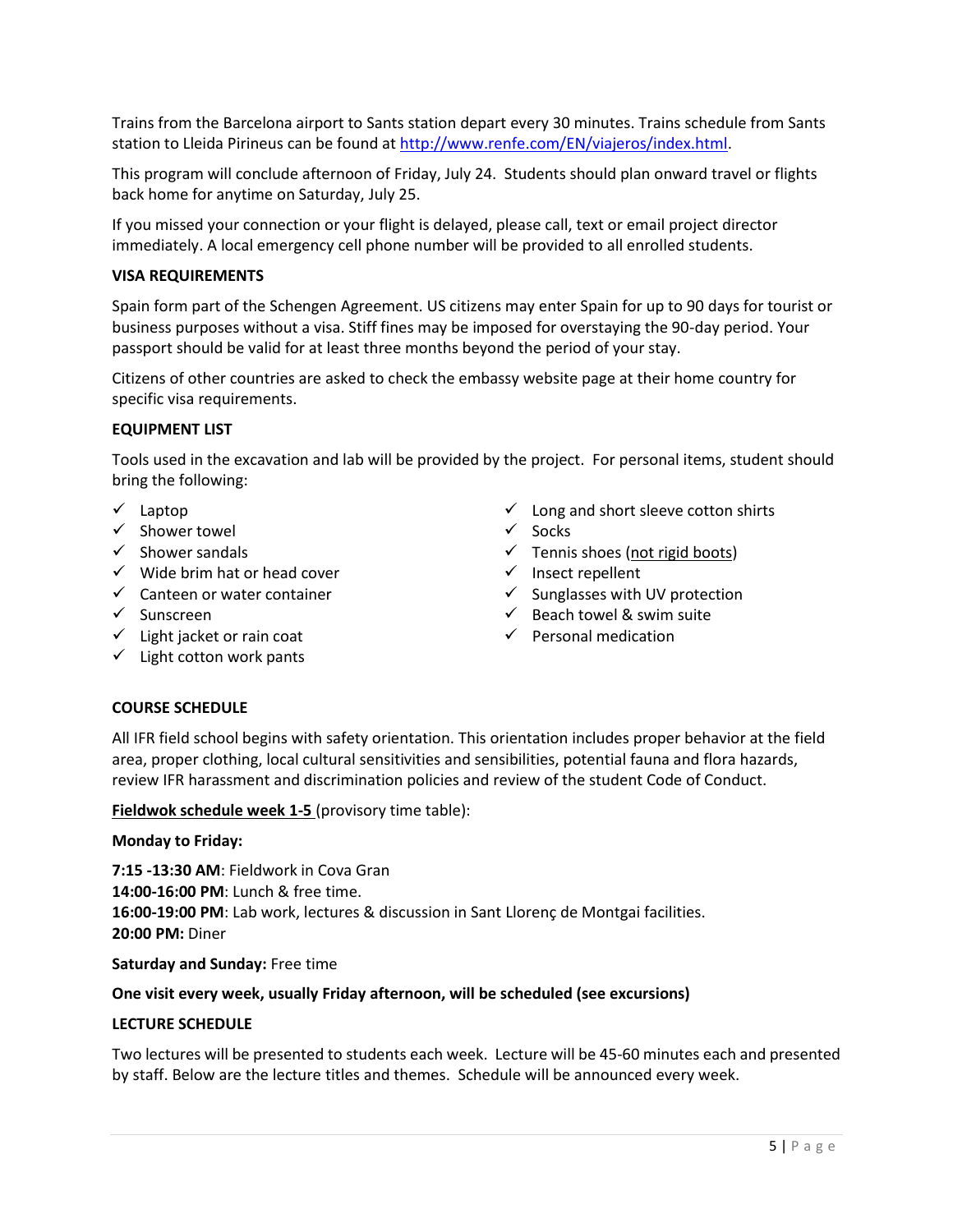Trains from the Barcelona airport to Sants station depart every 30 minutes. Trains schedule from Sants station to Lleida Pirineus can be found at http://www.renfe.com/EN/viajeros/index.html.

This program will conclude afternoon of Friday, July 24. Students should plan onward travel or flights back home for anytime on Saturday, July 25.

If you missed your connection or your flight is delayed, please call, text or email project director immediately. A local emergency cell phone number will be provided to all enrolled students.

**VISA REQUIREMENTS**

Spain form part of the Schengen Agreement. US citizens may enter Spain for up to 90 days for tourist or business purposes without a visa. Stiff fines may be imposed for overstaying the 90-day period. Your passport should be valid for at least three months beyond the period of your stay.

Citizens of other countries are asked to check the embassy website page at their home country for specific visa requirements.

**EQUIPMENT LIST**

Tools used in the excavation and lab will be provided by the project. For personal items, student should bring the following:

- ✓ Laptop
- ✓ Shower towel
- ✓ Shower sandals
- ✓ Wide brim hat or head cover
- ✓ Canteen or water container
- ✓ Sunscreen
- ✓ Light jacket or rain coat
- ✓ Light cotton work pants
- ✓ Long and short sleeve cotton shirts
- ✓ Socks
- ✓ Tennis shoes (not rigid boots)
- ✓ Insect repellent
- ✓ Sunglasses with UV protection
- ✓ Beach towel & swim suite
- ✓ Personal medication

**COURSE SCHEDULE**

All IFR field school begins with safety orientation. This orientation includes proper behavior at the field area, proper clothing, local cultural sensitivities and sensibilities, potential fauna and flora hazards, review IFR harassment and discrimination policies and review of the student Code of Conduct.

**Fieldwok schedule week 1-5** (provisory time table):

**Monday to Friday:**

**7:15 -13:30 AM**: Fieldwork in Cova Gran
**14:00-16:00 PM**: Lunch & free time.
**16:00-19:00 PM**: Lab work, lectures & discussion in Sant Llorenç de Montgai facilities.
**20:00 PM:** Diner

**Saturday and Sunday:** Free time

**One visit every week, usually Friday afternoon, will be scheduled (see excursions)**

**LECTURE SCHEDULE**

Two lectures will be presented to students each week. Lecture will be 45-60 minutes each and presented by staff. Below are the lecture titles and themes. Schedule will be announced every week.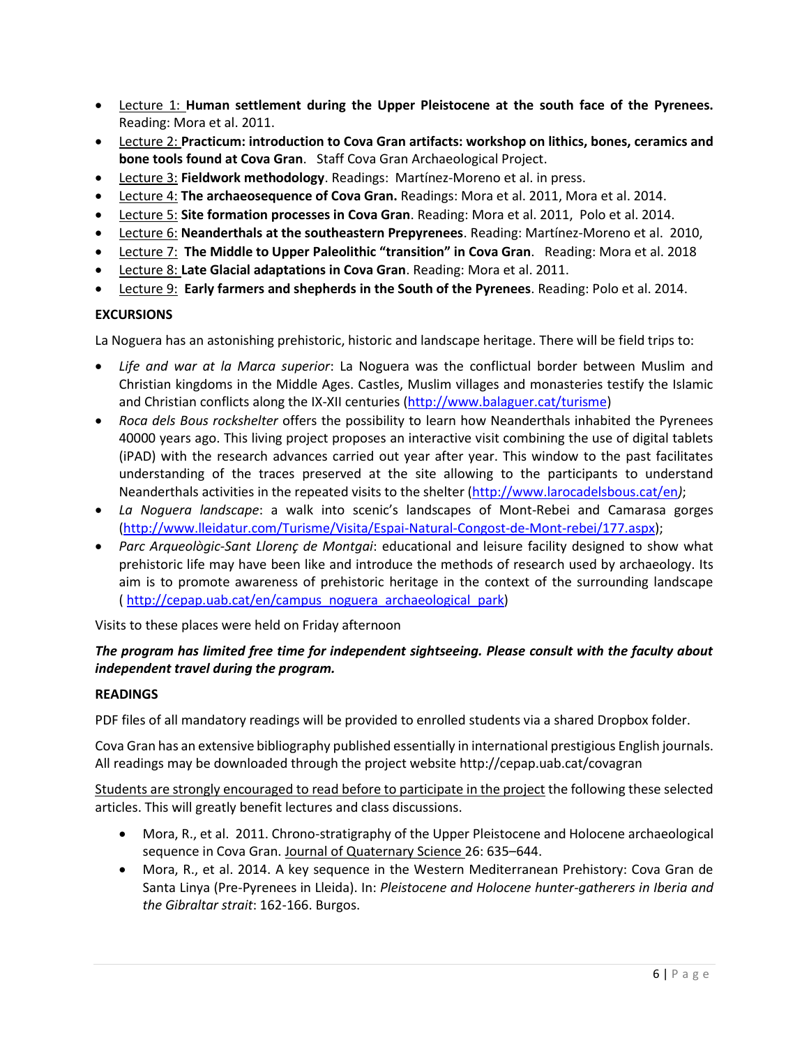- Lecture 1: **Human settlement during the Upper Pleistocene at the south face of the Pyrenees.** Reading: Mora et al. 2011.
- Lecture 2: **Practicum: introduction to Cova Gran artifacts: workshop on lithics, bones, ceramics and bone tools found at Cova Gran**. Staff Cova Gran Archaeological Project.
- Lecture 3: **Fieldwork methodology**. Readings: Martínez-Moreno et al. in press.
- Lecture 4: **The archaeosequence of Cova Gran.** Readings: Mora et al. 2011, Mora et al. 2014.
- Lecture 5: **Site formation processes in Cova Gran**. Reading: Mora et al. 2011, Polo et al. 2014.
- Lecture 6: **Neanderthals at the southeastern Prepyrenees**. Reading: Martínez-Moreno et al. 2010,
- Lecture 7: **The Middle to Upper Paleolithic "transition" in Cova Gran**. Reading: Mora et al. 2018
- Lecture 8: **Late Glacial adaptations in Cova Gran**. Reading: Mora et al. 2011.
- Lecture 9: **Early farmers and shepherds in the South of the Pyrenees**. Reading: Polo et al. 2014.

**EXCURSIONS**

La Noguera has an astonishing prehistoric, historic and landscape heritage. There will be field trips to:

- *Life and war at la Marca superior*: La Noguera was the conflictual border between Muslim and Christian kingdoms in the Middle Ages. Castles, Muslim villages and monasteries testify the Islamic and Christian conflicts along the IX-XII centuries (http://www.balaguer.cat/turisme)
- *Roca dels Bous rockshelter* offers the possibility to learn how Neanderthals inhabited the Pyrenees 40000 years ago. This living project proposes an interactive visit combining the use of digital tablets (iPAD) with the research advances carried out year after year. This window to the past facilitates understanding of the traces preserved at the site allowing to the participants to understand Neanderthals activities in the repeated visits to the shelter (http://www.larocadelsbous.cat/en*)*;
- *La Noguera landscape*: a walk into scenic's landscapes of Mont-Rebei and Camarasa gorges (http://www.lleidatur.com/Turisme/Visita/Espai-Natural-Congost-de-Mont-rebei/177.aspx);
- *Parc Arqueològic-Sant Llorenç de Montgai*: educational and leisure facility designed to show what prehistoric life may have been like and introduce the methods of research used by archaeology. Its aim is to promote awareness of prehistoric heritage in the context of the surrounding landscape ( http://cepap.uab.cat/en/campus_noguera_archaeological_park)

Visits to these places were held on Friday afternoon

***The program has limited free time for independent sightseeing. Please consult with the faculty about independent travel during the program.***

**READINGS**

PDF files of all mandatory readings will be provided to enrolled students via a shared Dropbox folder.

Cova Gran has an extensive bibliography published essentially in international prestigious English journals. All readings may be downloaded through the project website http://cepap.uab.cat/covagran

Students are strongly encouraged to read before to participate in the project the following these selected articles. This will greatly benefit lectures and class discussions.

- Mora, R., et al. 2011. Chrono-stratigraphy of the Upper Pleistocene and Holocene archaeological sequence in Cova Gran. Journal of Quaternary Science 26: 635–644.
- Mora, R., et al. 2014. A key sequence in the Western Mediterranean Prehistory: Cova Gran de Santa Linya (Pre-Pyrenees in Lleida). In: *Pleistocene and Holocene hunter-gatherers in Iberia and the Gibraltar strait*: 162-166. Burgos.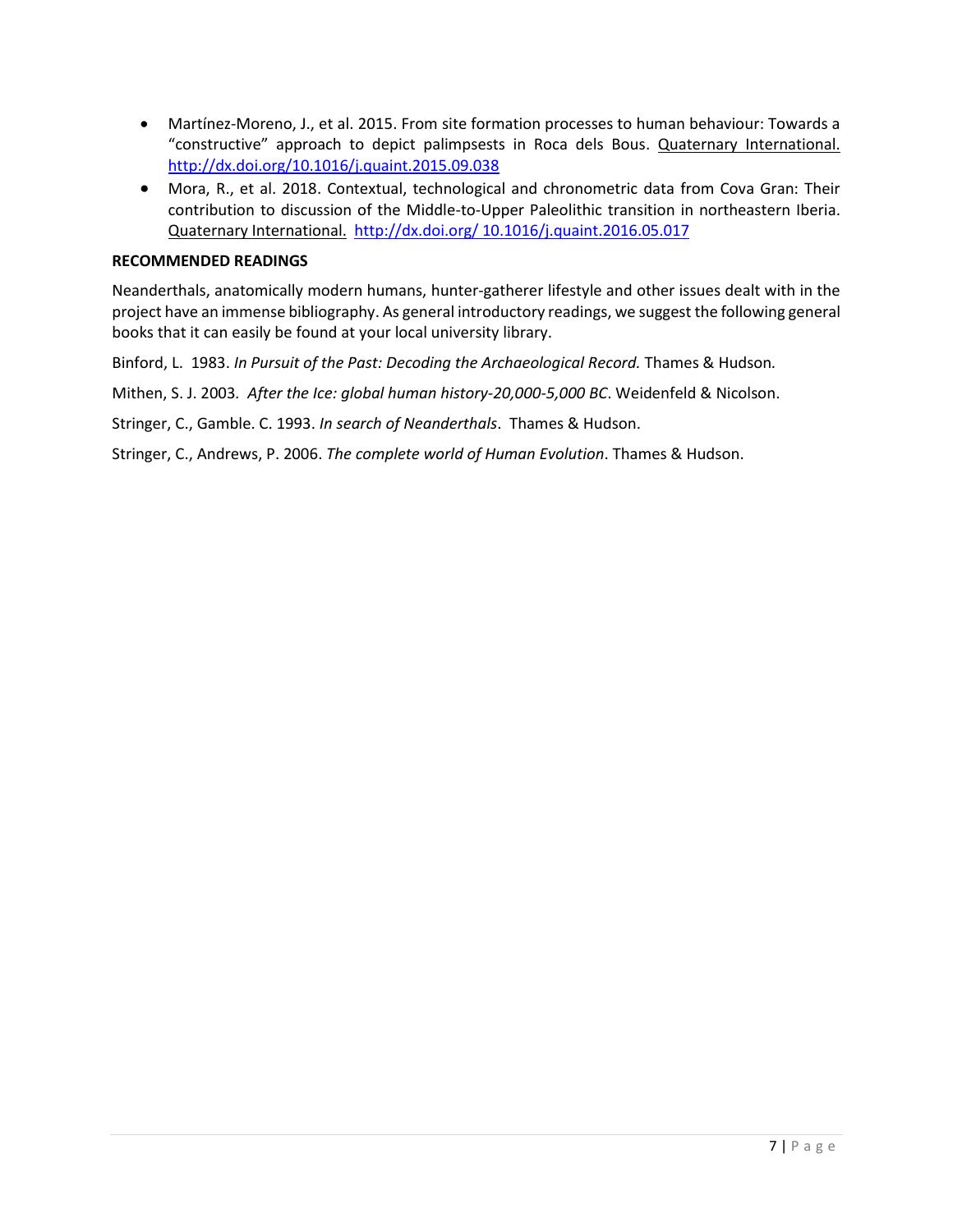- Martínez-Moreno, J., et al. 2015. From site formation processes to human behaviour: Towards a "constructive" approach to depict palimpsests in Roca dels Bous. Quaternary International. http://dx.doi.org/10.1016/j.quaint.2015.09.038
- Mora, R., et al. 2018. Contextual, technological and chronometric data from Cova Gran: Their contribution to discussion of the Middle-to-Upper Paleolithic transition in northeastern Iberia. Quaternary International. http://dx.doi.org/ 10.1016/j.quaint.2016.05.017

**RECOMMENDED READINGS**

Neanderthals, anatomically modern humans, hunter-gatherer lifestyle and other issues dealt with in the project have an immense bibliography. As general introductory readings, we suggest the following general books that it can easily be found at your local university library.

Binford, L. 1983. *In Pursuit of the Past: Decoding the Archaeological Record.* Thames & Hudson.

Mithen, S. J. 2003. *After the Ice: global human history-20,000-5,000 BC*. Weidenfeld & Nicolson.

Stringer, C., Gamble. C. 1993. *In search of Neanderthals*. Thames & Hudson.

Stringer, C., Andrews, P. 2006. *The complete world of Human Evolution*. Thames & Hudson.